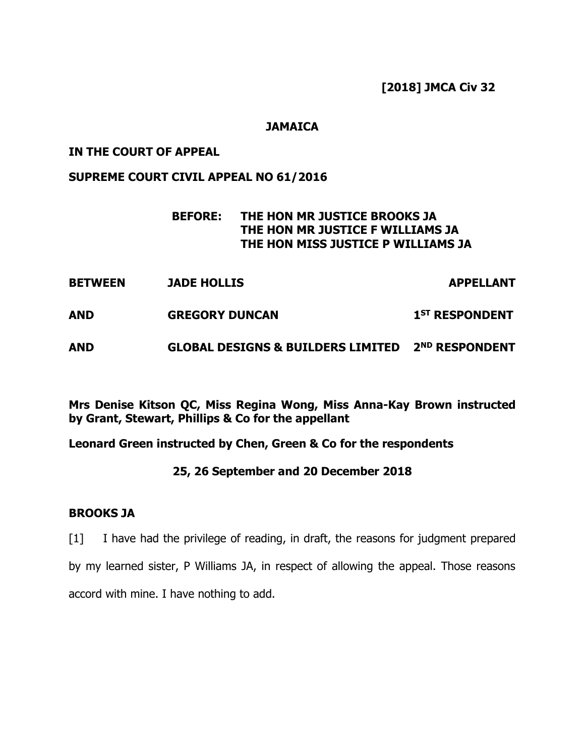**[2018] JMCA Civ 32**

**JAMAICA**

**IN THE COURT OF APPEAL**

**SUPREME COURT CIVIL APPEAL NO 61/2016**

**BEFORE: THE HON MR JUSTICE BROOKS JA**
**THE HON MR JUSTICE F WILLIAMS JA**
**THE HON MISS JUSTICE P WILLIAMS JA**

| | | |
|---|---|---|
| **BETWEEN** | **JADE HOLLIS** | **APPELLANT** |
| **AND** | **GREGORY DUNCAN** | **1ST RESPONDENT** |
| **AND** | **GLOBAL DESIGNS & BUILDERS LIMITED** | **2ND RESPONDENT** |

**Mrs Denise Kitson QC, Miss Regina Wong, Miss Anna-Kay Brown instructed by Grant, Stewart, Phillips & Co for the appellant**

**Leonard Green instructed by Chen, Green & Co for the respondents**

**25, 26 September and 20 December 2018**

**BROOKS JA**

[1] I have had the privilege of reading, in draft, the reasons for judgment prepared by my learned sister, P Williams JA, in respect of allowing the appeal. Those reasons accord with mine. I have nothing to add.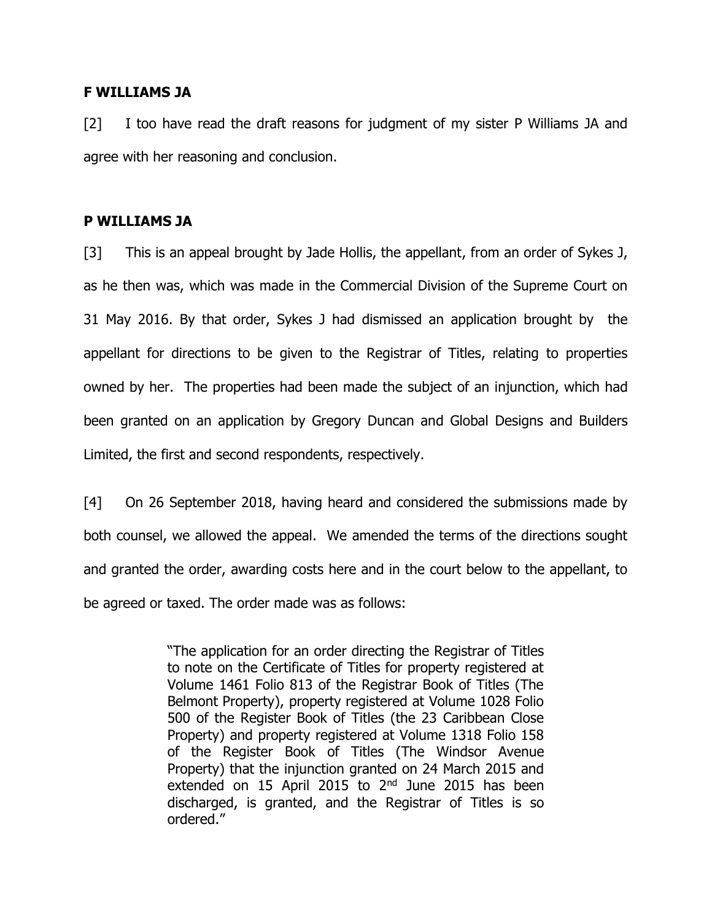**F WILLIAMS JA**

[2] I too have read the draft reasons for judgment of my sister P Williams JA and agree with her reasoning and conclusion.

**P WILLIAMS JA**

[3] This is an appeal brought by Jade Hollis, the appellant, from an order of Sykes J, as he then was, which was made in the Commercial Division of the Supreme Court on 31 May 2016. By that order, Sykes J had dismissed an application brought by the appellant for directions to be given to the Registrar of Titles, relating to properties owned by her. The properties had been made the subject of an injunction, which had been granted on an application by Gregory Duncan and Global Designs and Builders Limited, the first and second respondents, respectively.

[4] On 26 September 2018, having heard and considered the submissions made by both counsel, we allowed the appeal. We amended the terms of the directions sought and granted the order, awarding costs here and in the court below to the appellant, to be agreed or taxed. The order made was as follows:

> "The application for an order directing the Registrar of Titles to note on the Certificate of Titles for property registered at Volume 1461 Folio 813 of the Registrar Book of Titles (The Belmont Property), property registered at Volume 1028 Folio 500 of the Register Book of Titles (the 23 Caribbean Close Property) and property registered at Volume 1318 Folio 158 of the Register Book of Titles (The Windsor Avenue Property) that the injunction granted on 24 March 2015 and extended on 15 April 2015 to 2nd June 2015 has been discharged, is granted, and the Registrar of Titles is so ordered."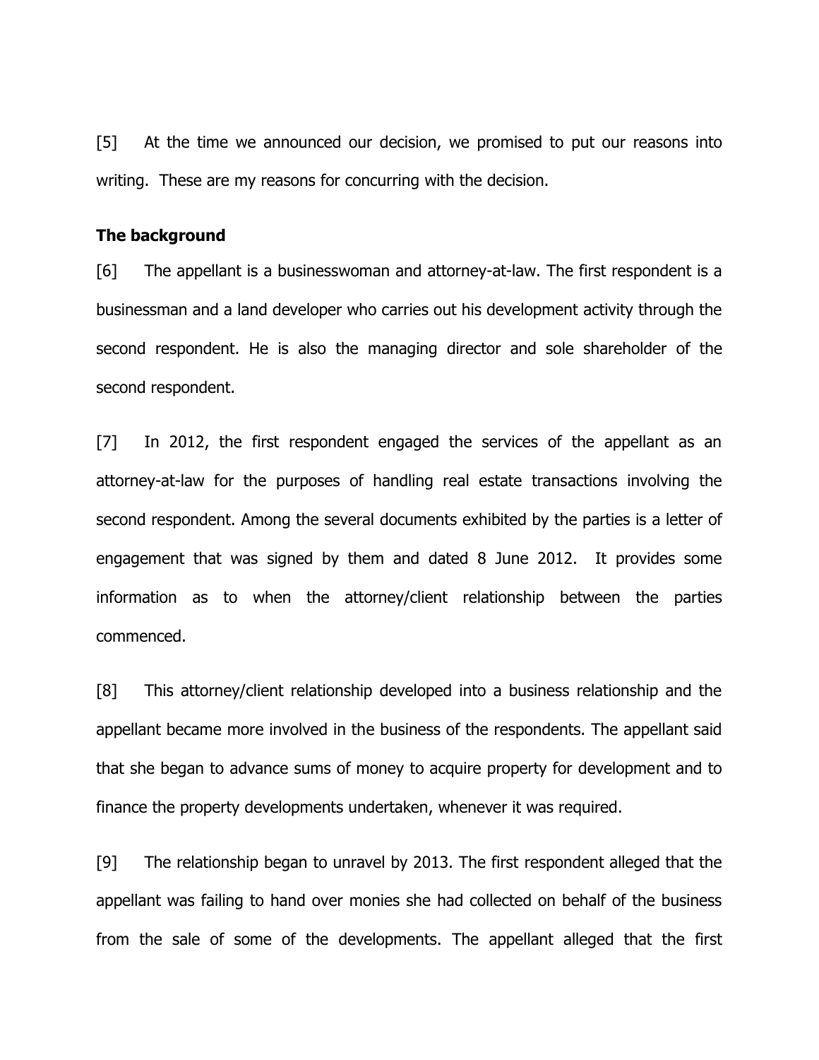[5] At the time we announced our decision, we promised to put our reasons into writing. These are my reasons for concurring with the decision.

**The background**

[6] The appellant is a businesswoman and attorney-at-law. The first respondent is a businessman and a land developer who carries out his development activity through the second respondent. He is also the managing director and sole shareholder of the second respondent.

[7] In 2012, the first respondent engaged the services of the appellant as an attorney-at-law for the purposes of handling real estate transactions involving the second respondent. Among the several documents exhibited by the parties is a letter of engagement that was signed by them and dated 8 June 2012. It provides some information as to when the attorney/client relationship between the parties commenced.

[8] This attorney/client relationship developed into a business relationship and the appellant became more involved in the business of the respondents. The appellant said that she began to advance sums of money to acquire property for development and to finance the property developments undertaken, whenever it was required.

[9] The relationship began to unravel by 2013. The first respondent alleged that the appellant was failing to hand over monies she had collected on behalf of the business from the sale of some of the developments. The appellant alleged that the first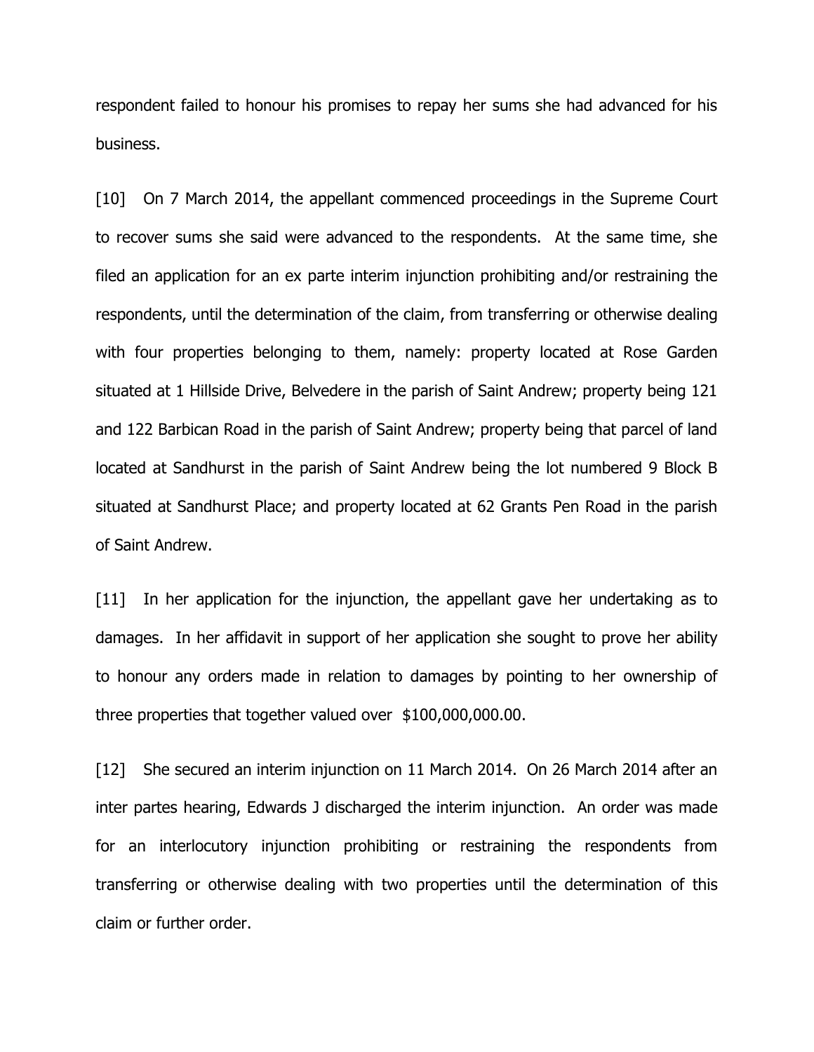respondent failed to honour his promises to repay her sums she had advanced for his business.

[10] On 7 March 2014, the appellant commenced proceedings in the Supreme Court to recover sums she said were advanced to the respondents. At the same time, she filed an application for an ex parte interim injunction prohibiting and/or restraining the respondents, until the determination of the claim, from transferring or otherwise dealing with four properties belonging to them, namely: property located at Rose Garden situated at 1 Hillside Drive, Belvedere in the parish of Saint Andrew; property being 121 and 122 Barbican Road in the parish of Saint Andrew; property being that parcel of land located at Sandhurst in the parish of Saint Andrew being the lot numbered 9 Block B situated at Sandhurst Place; and property located at 62 Grants Pen Road in the parish of Saint Andrew.

[11] In her application for the injunction, the appellant gave her undertaking as to damages. In her affidavit in support of her application she sought to prove her ability to honour any orders made in relation to damages by pointing to her ownership of three properties that together valued over $100,000,000.00.

[12] She secured an interim injunction on 11 March 2014. On 26 March 2014 after an inter partes hearing, Edwards J discharged the interim injunction. An order was made for an interlocutory injunction prohibiting or restraining the respondents from transferring or otherwise dealing with two properties until the determination of this claim or further order.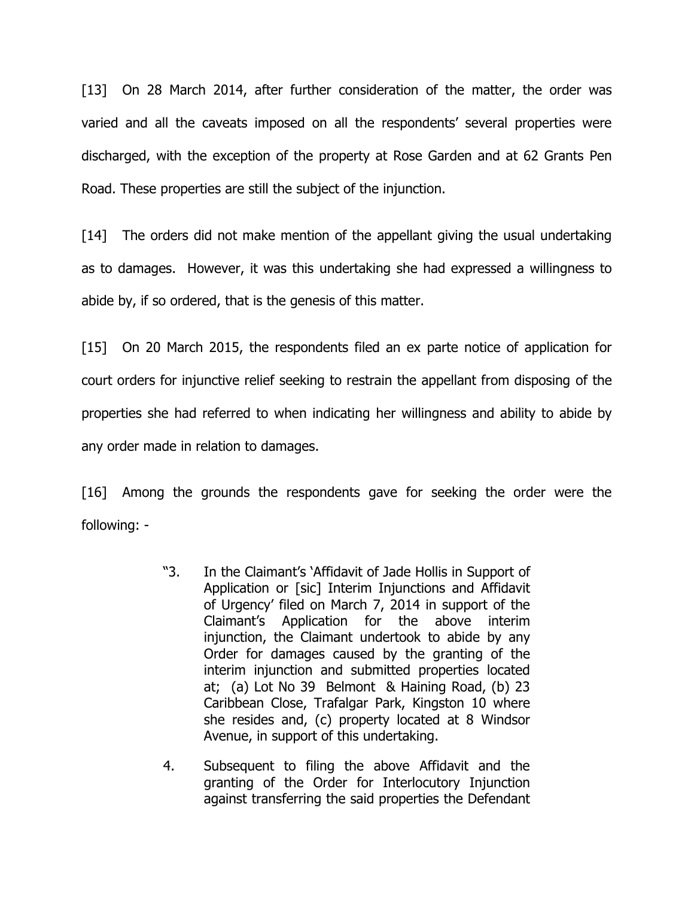[13] On 28 March 2014, after further consideration of the matter, the order was varied and all the caveats imposed on all the respondents' several properties were discharged, with the exception of the property at Rose Garden and at 62 Grants Pen Road. These properties are still the subject of the injunction.

[14] The orders did not make mention of the appellant giving the usual undertaking as to damages. However, it was this undertaking she had expressed a willingness to abide by, if so ordered, that is the genesis of this matter.

[15] On 20 March 2015, the respondents filed an ex parte notice of application for court orders for injunctive relief seeking to restrain the appellant from disposing of the properties she had referred to when indicating her willingness and ability to abide by any order made in relation to damages.

[16] Among the grounds the respondents gave for seeking the order were the following: -

> "3. In the Claimant's 'Affidavit of Jade Hollis in Support of Application or [sic] Interim Injunctions and Affidavit of Urgency' filed on March 7, 2014 in support of the Claimant's Application for the above interim injunction, the Claimant undertook to abide by any Order for damages caused by the granting of the interim injunction and submitted properties located at; (a) Lot No 39 Belmont & Haining Road, (b) 23 Caribbean Close, Trafalgar Park, Kingston 10 where she resides and, (c) property located at 8 Windsor Avenue, in support of this undertaking.
>
> 4. Subsequent to filing the above Affidavit and the granting of the Order for Interlocutory Injunction against transferring the said properties the Defendant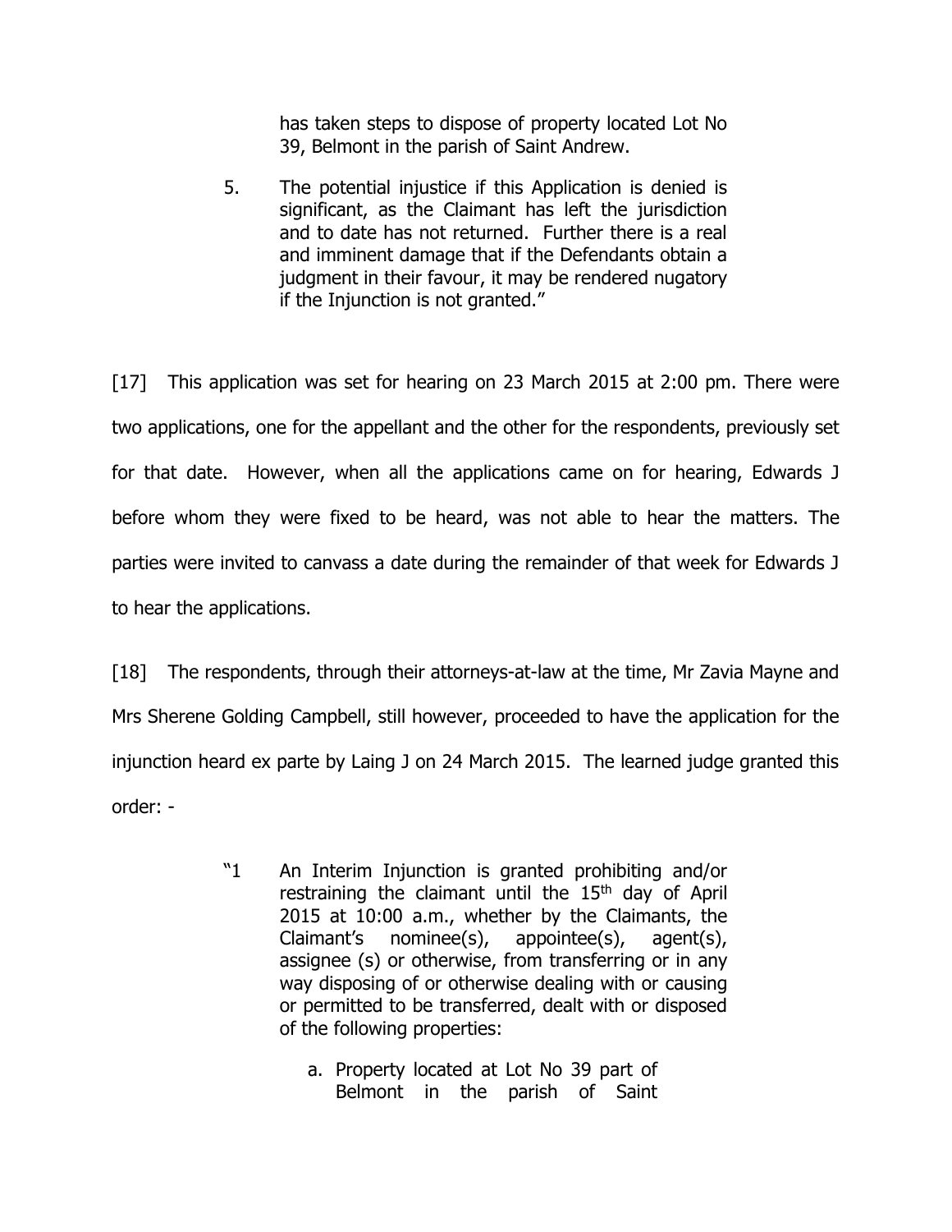> has taken steps to dispose of property located Lot No 39, Belmont in the parish of Saint Andrew.
>
> 5. The potential injustice if this Application is denied is significant, as the Claimant has left the jurisdiction and to date has not returned. Further there is a real and imminent damage that if the Defendants obtain a judgment in their favour, it may be rendered nugatory if the Injunction is not granted."

[17] This application was set for hearing on 23 March 2015 at 2:00 pm. There were two applications, one for the appellant and the other for the respondents, previously set for that date. However, when all the applications came on for hearing, Edwards J before whom they were fixed to be heard, was not able to hear the matters. The parties were invited to canvass a date during the remainder of that week for Edwards J to hear the applications.

[18] The respondents, through their attorneys-at-law at the time, Mr Zavia Mayne and Mrs Sherene Golding Campbell, still however, proceeded to have the application for the injunction heard ex parte by Laing J on 24 March 2015. The learned judge granted this order: -

> "1 An Interim Injunction is granted prohibiting and/or restraining the claimant until the 15th day of April 2015 at 10:00 a.m., whether by the Claimants, the Claimant's nominee(s), appointee(s), agent(s), assignee (s) or otherwise, from transferring or in any way disposing of or otherwise dealing with or causing or permitted to be transferred, dealt with or disposed of the following properties:
>
> a. Property located at Lot No 39 part of Belmont in the parish of Saint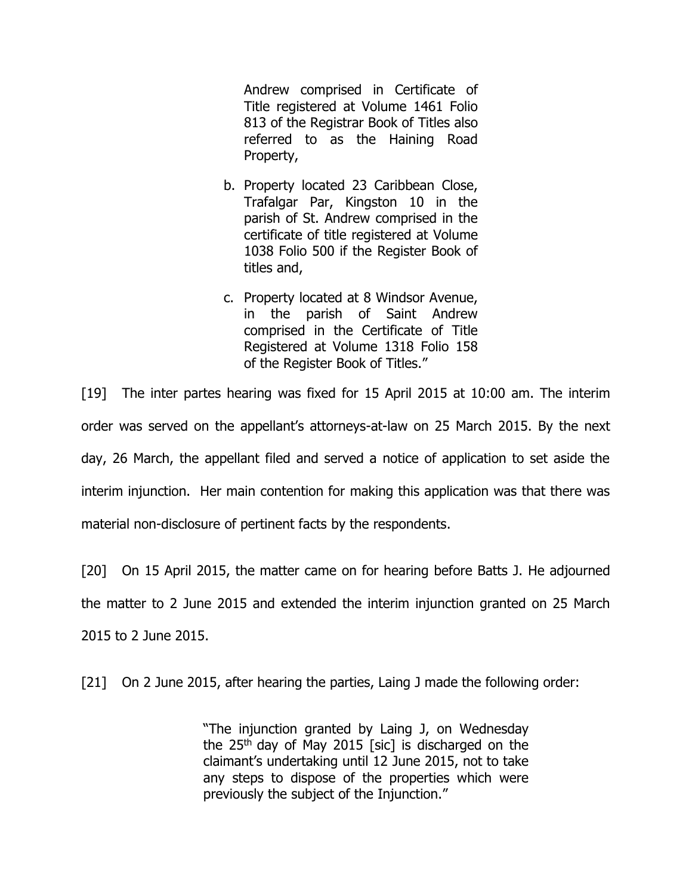> Andrew comprised in Certificate of Title registered at Volume 1461 Folio 813 of the Registrar Book of Titles also referred to as the Haining Road Property,
>
> b. Property located 23 Caribbean Close, Trafalgar Par, Kingston 10 in the parish of St. Andrew comprised in the certificate of title registered at Volume 1038 Folio 500 if the Register Book of titles and,
>
> c. Property located at 8 Windsor Avenue, in the parish of Saint Andrew comprised in the Certificate of Title Registered at Volume 1318 Folio 158 of the Register Book of Titles."

[19] The inter partes hearing was fixed for 15 April 2015 at 10:00 am. The interim order was served on the appellant's attorneys-at-law on 25 March 2015. By the next day, 26 March, the appellant filed and served a notice of application to set aside the interim injunction. Her main contention for making this application was that there was material non-disclosure of pertinent facts by the respondents.

[20] On 15 April 2015, the matter came on for hearing before Batts J. He adjourned the matter to 2 June 2015 and extended the interim injunction granted on 25 March 2015 to 2 June 2015.

[21] On 2 June 2015, after hearing the parties, Laing J made the following order:

> "The injunction granted by Laing J, on Wednesday the 25th day of May 2015 [sic] is discharged on the claimant's undertaking until 12 June 2015, not to take any steps to dispose of the properties which were previously the subject of the Injunction."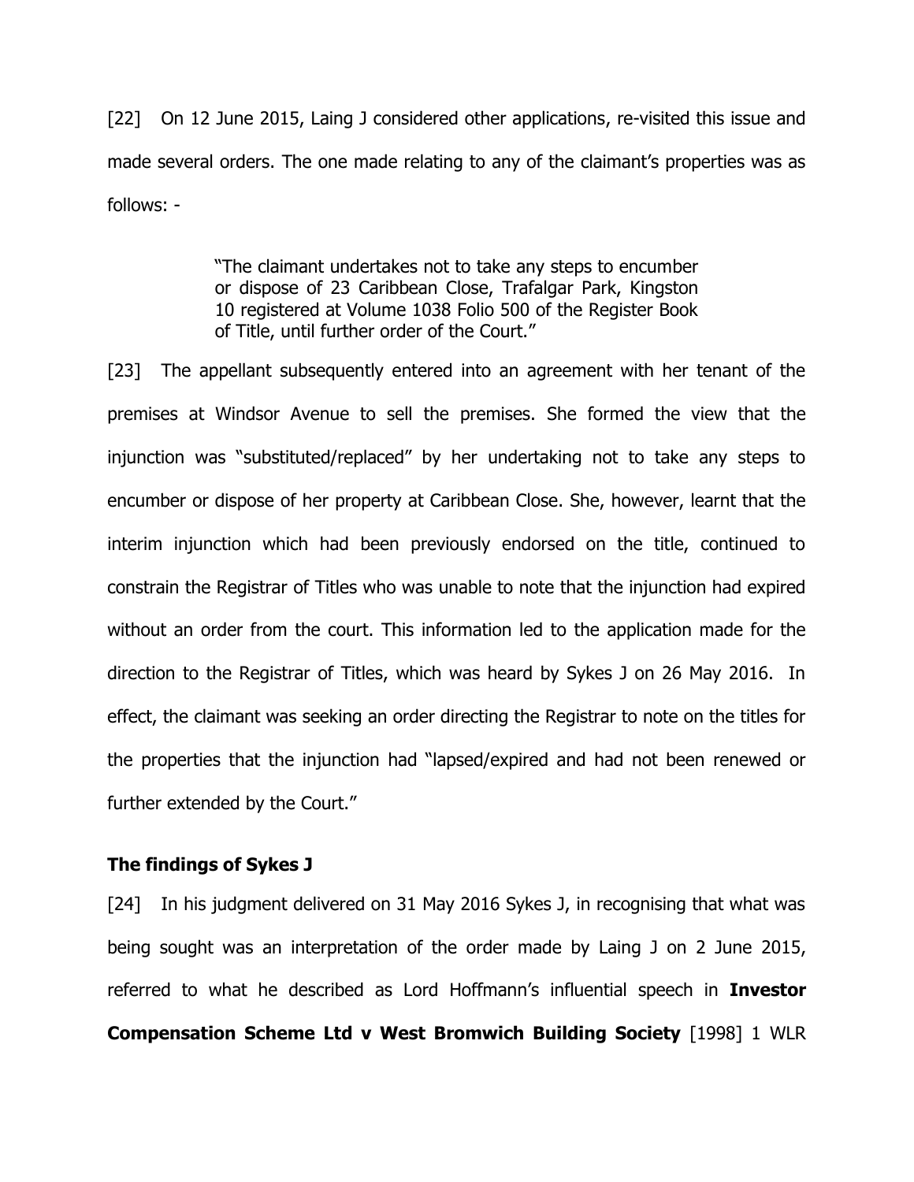[22] On 12 June 2015, Laing J considered other applications, re-visited this issue and made several orders. The one made relating to any of the claimant's properties was as follows: -

> "The claimant undertakes not to take any steps to encumber or dispose of 23 Caribbean Close, Trafalgar Park, Kingston 10 registered at Volume 1038 Folio 500 of the Register Book of Title, until further order of the Court."

[23] The appellant subsequently entered into an agreement with her tenant of the premises at Windsor Avenue to sell the premises. She formed the view that the injunction was "substituted/replaced" by her undertaking not to take any steps to encumber or dispose of her property at Caribbean Close. She, however, learnt that the interim injunction which had been previously endorsed on the title, continued to constrain the Registrar of Titles who was unable to note that the injunction had expired without an order from the court. This information led to the application made for the direction to the Registrar of Titles, which was heard by Sykes J on 26 May 2016. In effect, the claimant was seeking an order directing the Registrar to note on the titles for the properties that the injunction had "lapsed/expired and had not been renewed or further extended by the Court."

### The findings of Sykes J

[24] In his judgment delivered on 31 May 2016 Sykes J, in recognising that what was being sought was an interpretation of the order made by Laing J on 2 June 2015, referred to what he described as Lord Hoffmann's influential speech in **Investor Compensation Scheme Ltd v West Bromwich Building Society** [1998] 1 WLR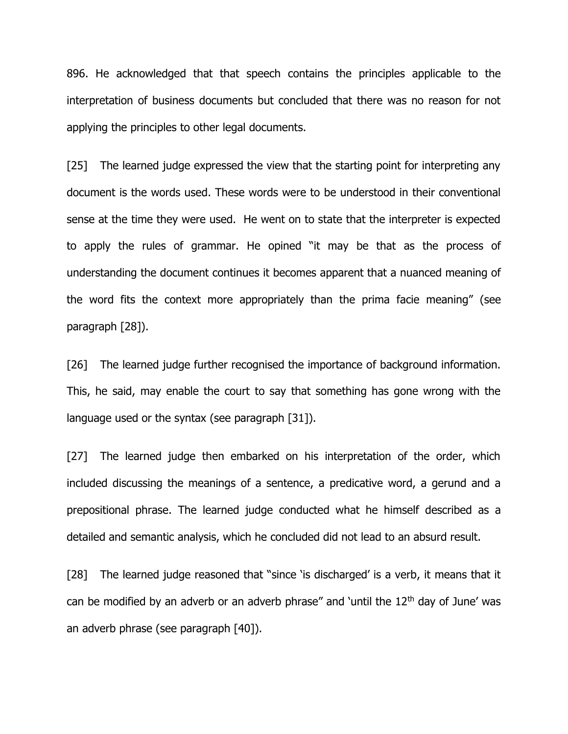896. He acknowledged that that speech contains the principles applicable to the interpretation of business documents but concluded that there was no reason for not applying the principles to other legal documents.

[25] The learned judge expressed the view that the starting point for interpreting any document is the words used. These words were to be understood in their conventional sense at the time they were used. He went on to state that the interpreter is expected to apply the rules of grammar. He opined "it may be that as the process of understanding the document continues it becomes apparent that a nuanced meaning of the word fits the context more appropriately than the prima facie meaning" (see paragraph [28]).

[26] The learned judge further recognised the importance of background information. This, he said, may enable the court to say that something has gone wrong with the language used or the syntax (see paragraph [31]).

[27] The learned judge then embarked on his interpretation of the order, which included discussing the meanings of a sentence, a predicative word, a gerund and a prepositional phrase. The learned judge conducted what he himself described as a detailed and semantic analysis, which he concluded did not lead to an absurd result.

[28] The learned judge reasoned that "since 'is discharged' is a verb, it means that it can be modified by an adverb or an adverb phrase" and 'until the 12th day of June' was an adverb phrase (see paragraph [40]).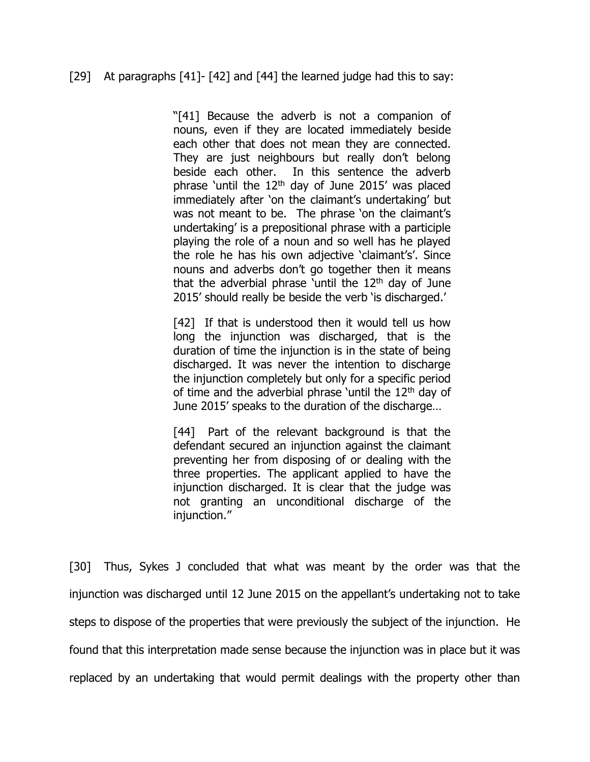[29] At paragraphs [41]- [42] and [44] the learned judge had this to say:

> "[41] Because the adverb is not a companion of nouns, even if they are located immediately beside each other that does not mean they are connected. They are just neighbours but really don't belong beside each other. In this sentence the adverb phrase 'until the 12th day of June 2015' was placed immediately after 'on the claimant's undertaking' but was not meant to be. The phrase 'on the claimant's undertaking' is a prepositional phrase with a participle playing the role of a noun and so well has he played the role he has his own adjective 'claimant's'. Since nouns and adverbs don't go together then it means that the adverbial phrase 'until the 12th day of June 2015' should really be beside the verb 'is discharged.'
>
> [42] If that is understood then it would tell us how long the injunction was discharged, that is the duration of time the injunction is in the state of being discharged. It was never the intention to discharge the injunction completely but only for a specific period of time and the adverbial phrase 'until the 12th day of June 2015' speaks to the duration of the discharge…
>
> [44] Part of the relevant background is that the defendant secured an injunction against the claimant preventing her from disposing of or dealing with the three properties. The applicant applied to have the injunction discharged. It is clear that the judge was not granting an unconditional discharge of the injunction."

[30] Thus, Sykes J concluded that what was meant by the order was that the injunction was discharged until 12 June 2015 on the appellant's undertaking not to take steps to dispose of the properties that were previously the subject of the injunction. He found that this interpretation made sense because the injunction was in place but it was replaced by an undertaking that would permit dealings with the property other than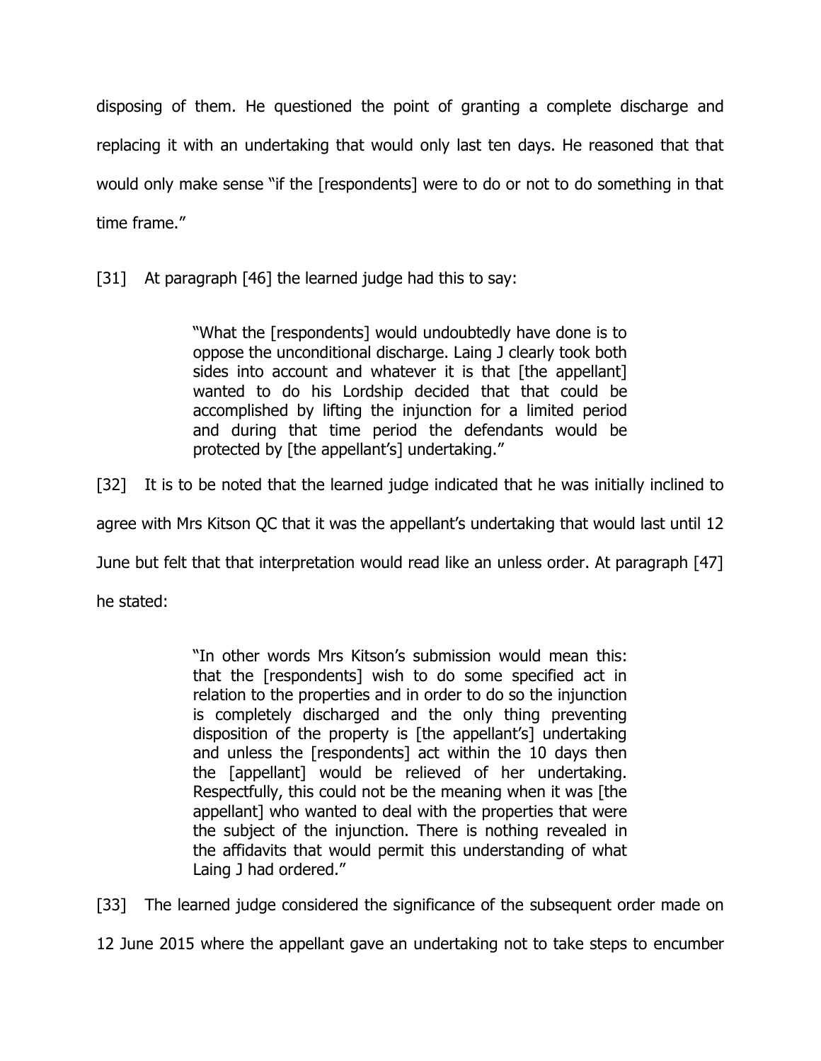disposing of them. He questioned the point of granting a complete discharge and replacing it with an undertaking that would only last ten days. He reasoned that that would only make sense "if the [respondents] were to do or not to do something in that time frame."

[31] At paragraph [46] the learned judge had this to say:

> "What the [respondents] would undoubtedly have done is to oppose the unconditional discharge. Laing J clearly took both sides into account and whatever it is that [the appellant] wanted to do his Lordship decided that that could be accomplished by lifting the injunction for a limited period and during that time period the defendants would be protected by [the appellant's] undertaking."

[32] It is to be noted that the learned judge indicated that he was initially inclined to agree with Mrs Kitson QC that it was the appellant's undertaking that would last until 12 June but felt that that interpretation would read like an unless order. At paragraph [47] he stated:

> "In other words Mrs Kitson's submission would mean this: that the [respondents] wish to do some specified act in relation to the properties and in order to do so the injunction is completely discharged and the only thing preventing disposition of the property is [the appellant's] undertaking and unless the [respondents] act within the 10 days then the [appellant] would be relieved of her undertaking. Respectfully, this could not be the meaning when it was [the appellant] who wanted to deal with the properties that were the subject of the injunction. There is nothing revealed in the affidavits that would permit this understanding of what Laing J had ordered."

[33] The learned judge considered the significance of the subsequent order made on 12 June 2015 where the appellant gave an undertaking not to take steps to encumber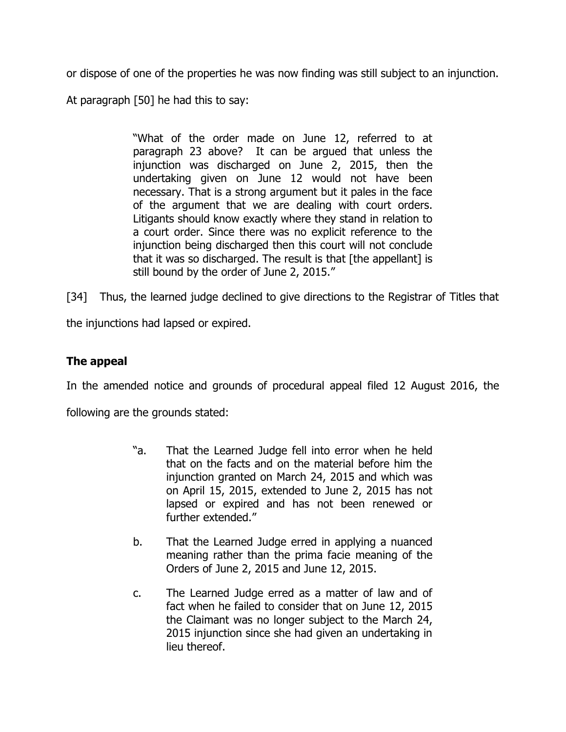or dispose of one of the properties he was now finding was still subject to an injunction.

At paragraph [50] he had this to say:

> "What of the order made on June 12, referred to at paragraph 23 above? It can be argued that unless the injunction was discharged on June 2, 2015, then the undertaking given on June 12 would not have been necessary. That is a strong argument but it pales in the face of the argument that we are dealing with court orders. Litigants should know exactly where they stand in relation to a court order. Since there was no explicit reference to the injunction being discharged then this court will not conclude that it was so discharged. The result is that [the appellant] is still bound by the order of June 2, 2015."

[34] Thus, the learned judge declined to give directions to the Registrar of Titles that the injunctions had lapsed or expired.

## The appeal

In the amended notice and grounds of procedural appeal filed 12 August 2016, the following are the grounds stated:

> "a. That the Learned Judge fell into error when he held that on the facts and on the material before him the injunction granted on March 24, 2015 and which was on April 15, 2015, extended to June 2, 2015 has not lapsed or expired and has not been renewed or further extended."
>
> b. That the Learned Judge erred in applying a nuanced meaning rather than the prima facie meaning of the Orders of June 2, 2015 and June 12, 2015.
>
> c. The Learned Judge erred as a matter of law and of fact when he failed to consider that on June 12, 2015 the Claimant was no longer subject to the March 24, 2015 injunction since she had given an undertaking in lieu thereof.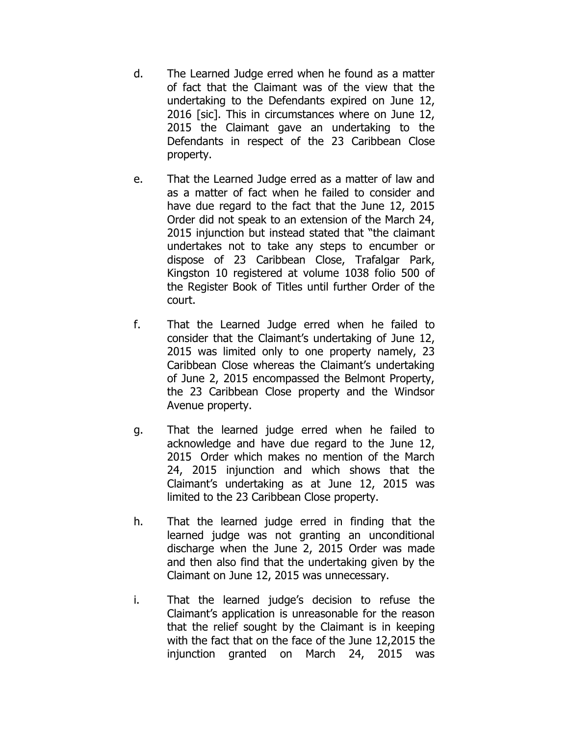d. The Learned Judge erred when he found as a matter of fact that the Claimant was of the view that the undertaking to the Defendants expired on June 12, 2016 [sic]. This in circumstances where on June 12, 2015 the Claimant gave an undertaking to the Defendants in respect of the 23 Caribbean Close property.

e. That the Learned Judge erred as a matter of law and as a matter of fact when he failed to consider and have due regard to the fact that the June 12, 2015 Order did not speak to an extension of the March 24, 2015 injunction but instead stated that "the claimant undertakes not to take any steps to encumber or dispose of 23 Caribbean Close, Trafalgar Park, Kingston 10 registered at volume 1038 folio 500 of the Register Book of Titles until further Order of the court.

f. That the Learned Judge erred when he failed to consider that the Claimant's undertaking of June 12, 2015 was limited only to one property namely, 23 Caribbean Close whereas the Claimant's undertaking of June 2, 2015 encompassed the Belmont Property, the 23 Caribbean Close property and the Windsor Avenue property.

g. That the learned judge erred when he failed to acknowledge and have due regard to the June 12, 2015 Order which makes no mention of the March 24, 2015 injunction and which shows that the Claimant's undertaking as at June 12, 2015 was limited to the 23 Caribbean Close property.

h. That the learned judge erred in finding that the learned judge was not granting an unconditional discharge when the June 2, 2015 Order was made and then also find that the undertaking given by the Claimant on June 12, 2015 was unnecessary.

i. That the learned judge's decision to refuse the Claimant's application is unreasonable for the reason that the relief sought by the Claimant is in keeping with the fact that on the face of the June 12,2015 the injunction granted on March 24, 2015 was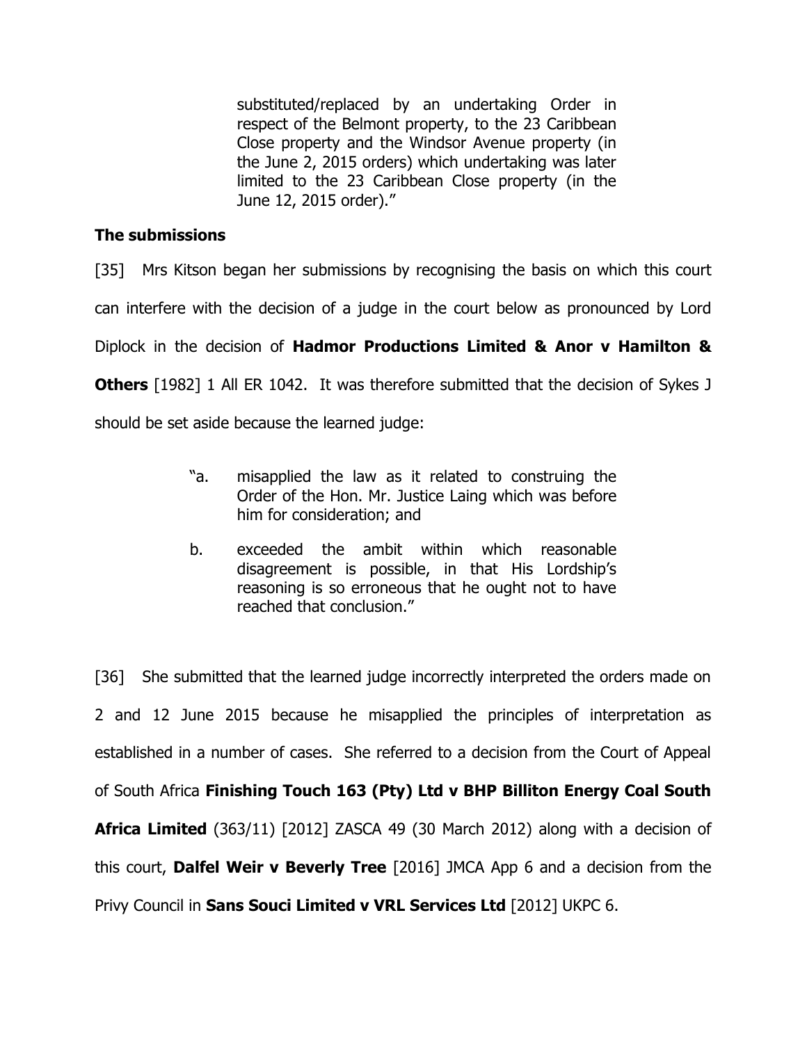> substituted/replaced by an undertaking Order in respect of the Belmont property, to the 23 Caribbean Close property and the Windsor Avenue property (in the June 2, 2015 orders) which undertaking was later limited to the 23 Caribbean Close property (in the June 12, 2015 order)."

### The submissions

[35] Mrs Kitson began her submissions by recognising the basis on which this court can interfere with the decision of a judge in the court below as pronounced by Lord Diplock in the decision of **Hadmor Productions Limited & Anor v Hamilton & Others** [1982] 1 All ER 1042. It was therefore submitted that the decision of Sykes J should be set aside because the learned judge:

> "a. misapplied the law as it related to construing the Order of the Hon. Mr. Justice Laing which was before him for consideration; and
>
> b. exceeded the ambit within which reasonable disagreement is possible, in that His Lordship's reasoning is so erroneous that he ought not to have reached that conclusion."

[36] She submitted that the learned judge incorrectly interpreted the orders made on 2 and 12 June 2015 because he misapplied the principles of interpretation as established in a number of cases. She referred to a decision from the Court of Appeal of South Africa **Finishing Touch 163 (Pty) Ltd v BHP Billiton Energy Coal South Africa Limited** (363/11) [2012] ZASCA 49 (30 March 2012) along with a decision of this court, **Dalfel Weir v Beverly Tree** [2016] JMCA App 6 and a decision from the Privy Council in **Sans Souci Limited v VRL Services Ltd** [2012] UKPC 6.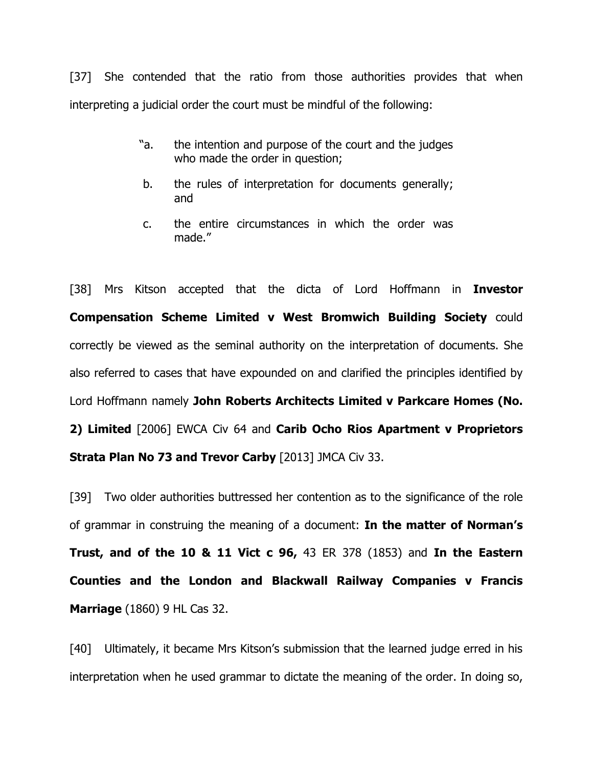[37] She contended that the ratio from those authorities provides that when interpreting a judicial order the court must be mindful of the following:

> "a. the intention and purpose of the court and the judges who made the order in question;
>
> b. the rules of interpretation for documents generally; and
>
> c. the entire circumstances in which the order was made."

[38] Mrs Kitson accepted that the dicta of Lord Hoffmann in **Investor Compensation Scheme Limited v West Bromwich Building Society** could correctly be viewed as the seminal authority on the interpretation of documents. She also referred to cases that have expounded on and clarified the principles identified by Lord Hoffmann namely **John Roberts Architects Limited v Parkcare Homes (No. 2) Limited** [2006] EWCA Civ 64 and **Carib Ocho Rios Apartment v Proprietors Strata Plan No 73 and Trevor Carby** [2013] JMCA Civ 33.

[39] Two older authorities buttressed her contention as to the significance of the role of grammar in construing the meaning of a document: **In the matter of Norman's Trust, and of the 10 & 11 Vict c 96,** 43 ER 378 (1853) and **In the Eastern Counties and the London and Blackwall Railway Companies v Francis Marriage** (1860) 9 HL Cas 32.

[40] Ultimately, it became Mrs Kitson's submission that the learned judge erred in his interpretation when he used grammar to dictate the meaning of the order. In doing so,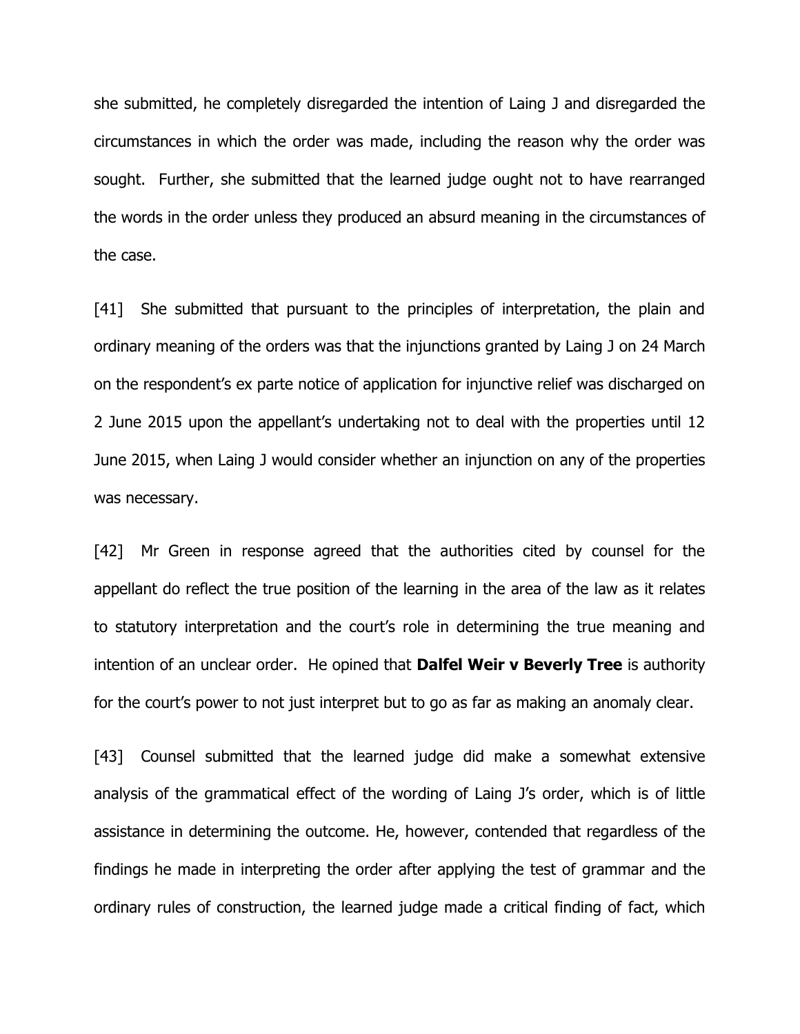she submitted, he completely disregarded the intention of Laing J and disregarded the circumstances in which the order was made, including the reason why the order was sought. Further, she submitted that the learned judge ought not to have rearranged the words in the order unless they produced an absurd meaning in the circumstances of the case.

[41] She submitted that pursuant to the principles of interpretation, the plain and ordinary meaning of the orders was that the injunctions granted by Laing J on 24 March on the respondent's ex parte notice of application for injunctive relief was discharged on 2 June 2015 upon the appellant's undertaking not to deal with the properties until 12 June 2015, when Laing J would consider whether an injunction on any of the properties was necessary.

[42] Mr Green in response agreed that the authorities cited by counsel for the appellant do reflect the true position of the learning in the area of the law as it relates to statutory interpretation and the court's role in determining the true meaning and intention of an unclear order. He opined that **Dalfel Weir v Beverly Tree** is authority for the court's power to not just interpret but to go as far as making an anomaly clear.

[43] Counsel submitted that the learned judge did make a somewhat extensive analysis of the grammatical effect of the wording of Laing J's order, which is of little assistance in determining the outcome. He, however, contended that regardless of the findings he made in interpreting the order after applying the test of grammar and the ordinary rules of construction, the learned judge made a critical finding of fact, which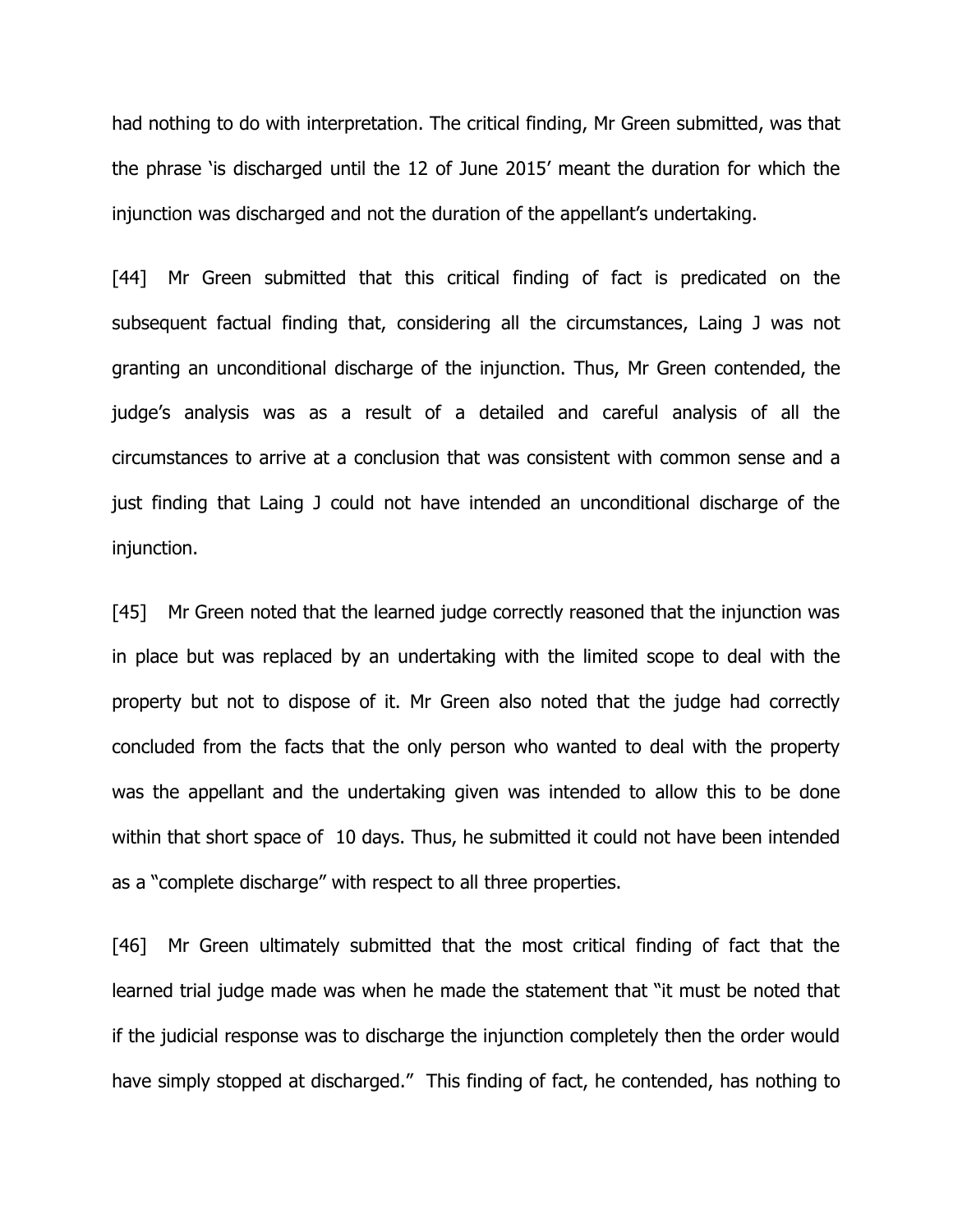had nothing to do with interpretation. The critical finding, Mr Green submitted, was that the phrase 'is discharged until the 12 of June 2015' meant the duration for which the injunction was discharged and not the duration of the appellant's undertaking.

[44] Mr Green submitted that this critical finding of fact is predicated on the subsequent factual finding that, considering all the circumstances, Laing J was not granting an unconditional discharge of the injunction. Thus, Mr Green contended, the judge's analysis was as a result of a detailed and careful analysis of all the circumstances to arrive at a conclusion that was consistent with common sense and a just finding that Laing J could not have intended an unconditional discharge of the injunction.

[45] Mr Green noted that the learned judge correctly reasoned that the injunction was in place but was replaced by an undertaking with the limited scope to deal with the property but not to dispose of it. Mr Green also noted that the judge had correctly concluded from the facts that the only person who wanted to deal with the property was the appellant and the undertaking given was intended to allow this to be done within that short space of 10 days. Thus, he submitted it could not have been intended as a "complete discharge" with respect to all three properties.

[46] Mr Green ultimately submitted that the most critical finding of fact that the learned trial judge made was when he made the statement that "it must be noted that if the judicial response was to discharge the injunction completely then the order would have simply stopped at discharged." This finding of fact, he contended, has nothing to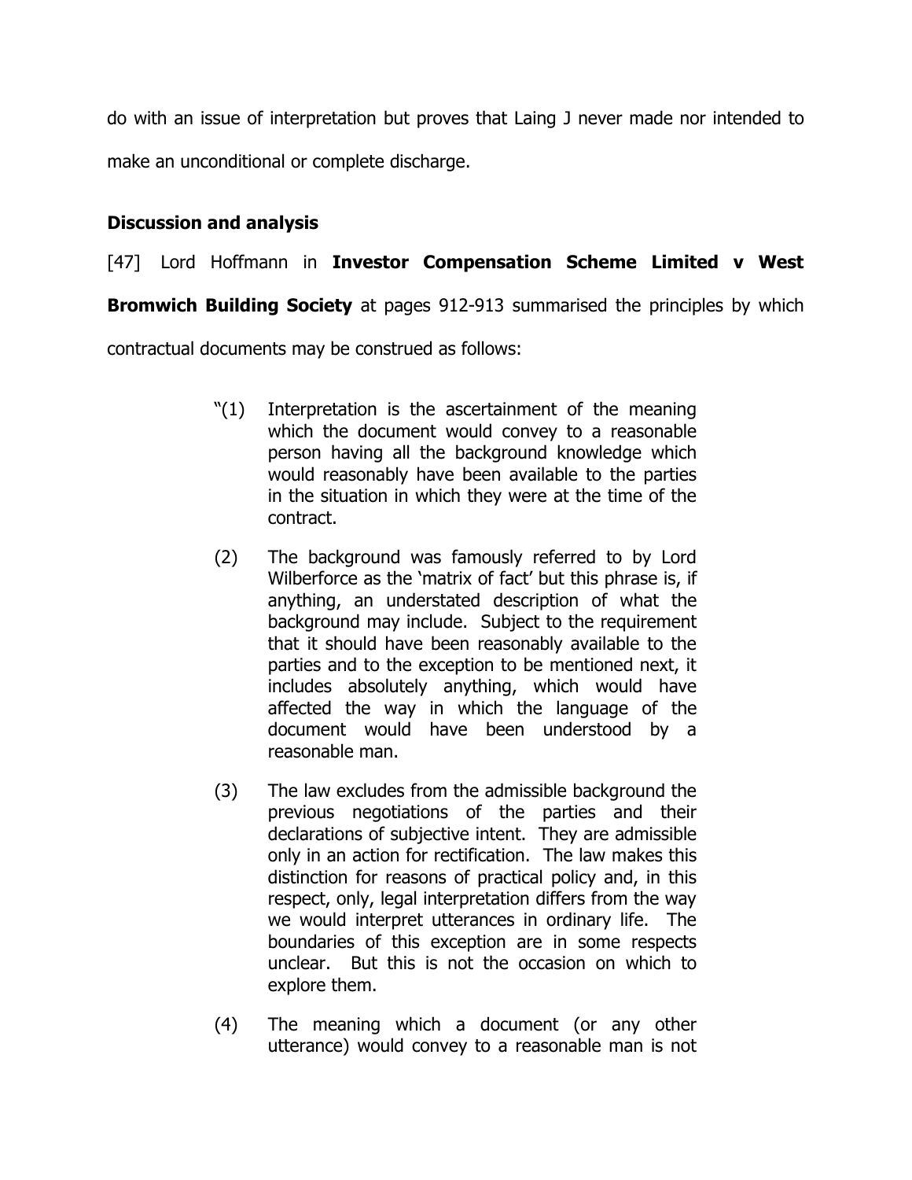do with an issue of interpretation but proves that Laing J never made nor intended to make an unconditional or complete discharge.

**Discussion and analysis**

[47] Lord Hoffmann in **Investor Compensation Scheme Limited v West Bromwich Building Society** at pages 912-913 summarised the principles by which contractual documents may be construed as follows:

> "(1) Interpretation is the ascertainment of the meaning which the document would convey to a reasonable person having all the background knowledge which would reasonably have been available to the parties in the situation in which they were at the time of the contract.
>
> (2) The background was famously referred to by Lord Wilberforce as the 'matrix of fact' but this phrase is, if anything, an understated description of what the background may include. Subject to the requirement that it should have been reasonably available to the parties and to the exception to be mentioned next, it includes absolutely anything, which would have affected the way in which the language of the document would have been understood by a reasonable man.
>
> (3) The law excludes from the admissible background the previous negotiations of the parties and their declarations of subjective intent. They are admissible only in an action for rectification. The law makes this distinction for reasons of practical policy and, in this respect, only, legal interpretation differs from the way we would interpret utterances in ordinary life. The boundaries of this exception are in some respects unclear. But this is not the occasion on which to explore them.
>
> (4) The meaning which a document (or any other utterance) would convey to a reasonable man is not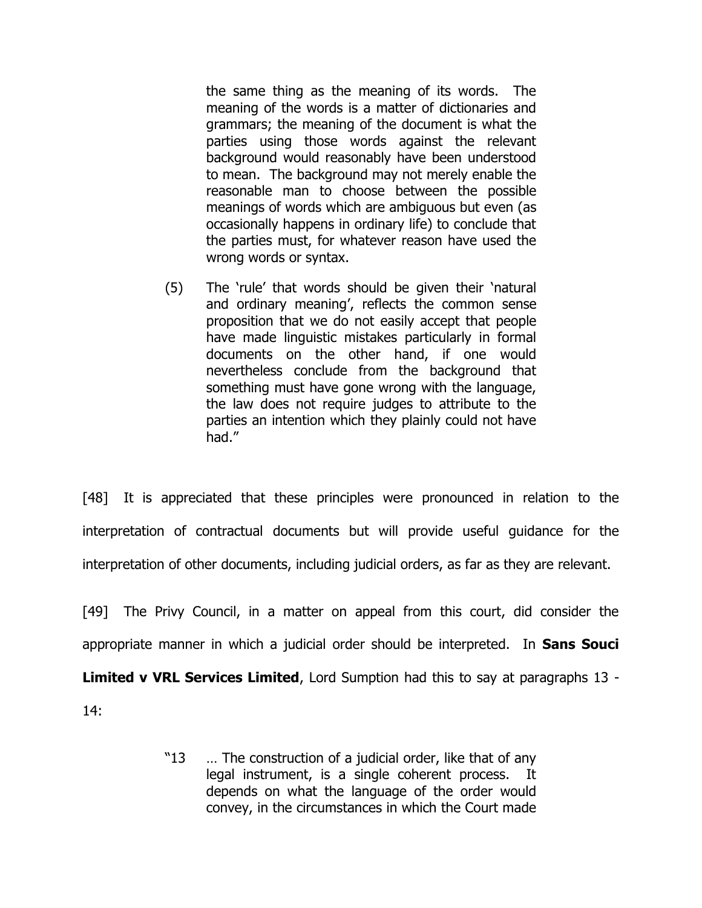> the same thing as the meaning of its words. The meaning of the words is a matter of dictionaries and grammars; the meaning of the document is what the parties using those words against the relevant background would reasonably have been understood to mean. The background may not merely enable the reasonable man to choose between the possible meanings of words which are ambiguous but even (as occasionally happens in ordinary life) to conclude that the parties must, for whatever reason have used the wrong words or syntax.
>
> (5) The 'rule' that words should be given their 'natural and ordinary meaning', reflects the common sense proposition that we do not easily accept that people have made linguistic mistakes particularly in formal documents on the other hand, if one would nevertheless conclude from the background that something must have gone wrong with the language, the law does not require judges to attribute to the parties an intention which they plainly could not have had."

[48] It is appreciated that these principles were pronounced in relation to the interpretation of contractual documents but will provide useful guidance for the interpretation of other documents, including judicial orders, as far as they are relevant.

[49] The Privy Council, in a matter on appeal from this court, did consider the appropriate manner in which a judicial order should be interpreted. In **Sans Souci Limited v VRL Services Limited**, Lord Sumption had this to say at paragraphs 13 - 14:

> "13 … The construction of a judicial order, like that of any legal instrument, is a single coherent process. It depends on what the language of the order would convey, in the circumstances in which the Court made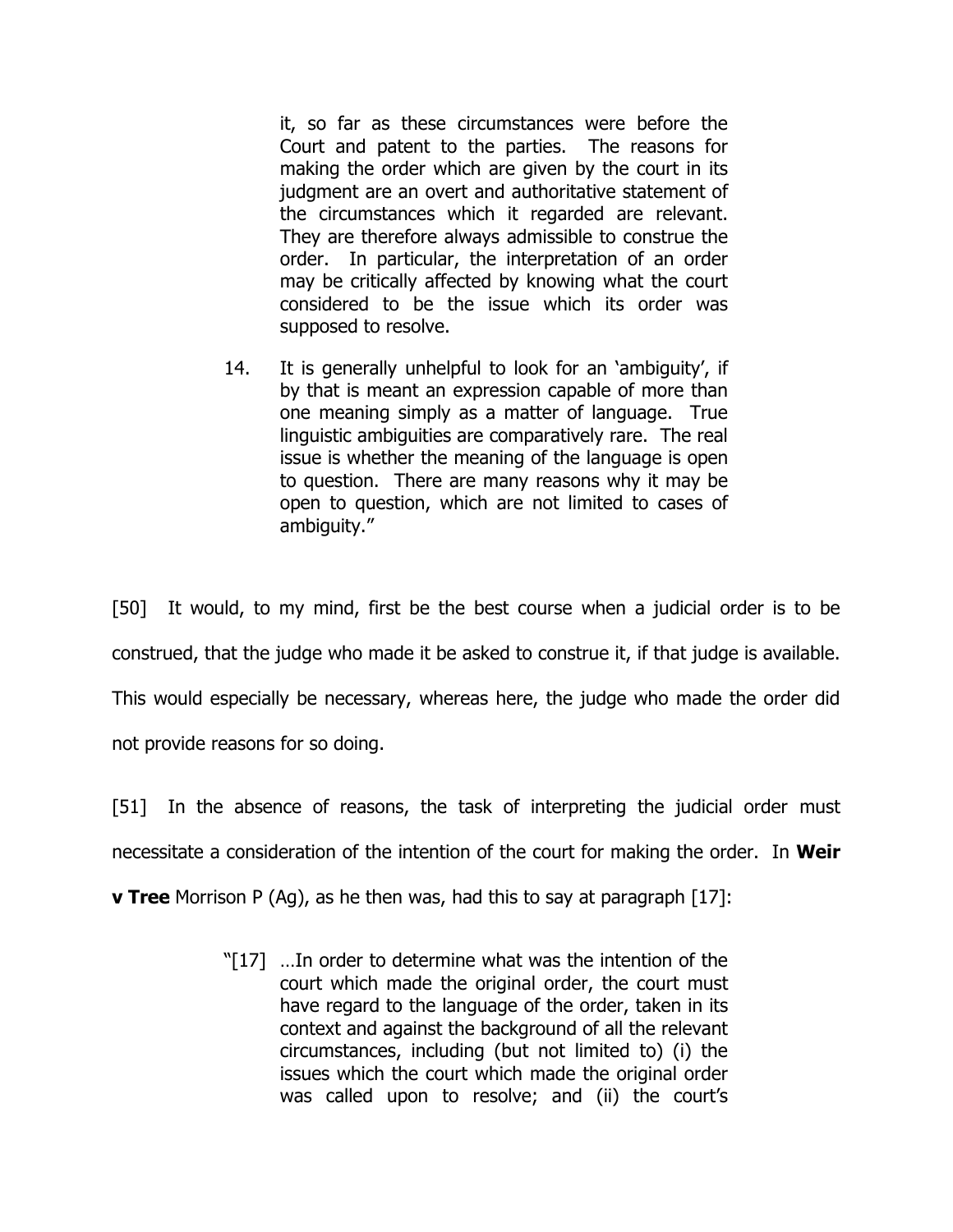> it, so far as these circumstances were before the Court and patent to the parties. The reasons for making the order which are given by the court in its judgment are an overt and authoritative statement of the circumstances which it regarded are relevant. They are therefore always admissible to construe the order. In particular, the interpretation of an order may be critically affected by knowing what the court considered to be the issue which its order was supposed to resolve.
>
> 14. It is generally unhelpful to look for an 'ambiguity', if by that is meant an expression capable of more than one meaning simply as a matter of language. True linguistic ambiguities are comparatively rare. The real issue is whether the meaning of the language is open to question. There are many reasons why it may be open to question, which are not limited to cases of ambiguity."

[50] It would, to my mind, first be the best course when a judicial order is to be construed, that the judge who made it be asked to construe it, if that judge is available. This would especially be necessary, whereas here, the judge who made the order did not provide reasons for so doing.

[51] In the absence of reasons, the task of interpreting the judicial order must necessitate a consideration of the intention of the court for making the order. In **Weir v Tree** Morrison P (Ag), as he then was, had this to say at paragraph [17]:

> "[17] …In order to determine what was the intention of the court which made the original order, the court must have regard to the language of the order, taken in its context and against the background of all the relevant circumstances, including (but not limited to) (i) the issues which the court which made the original order was called upon to resolve; and (ii) the court's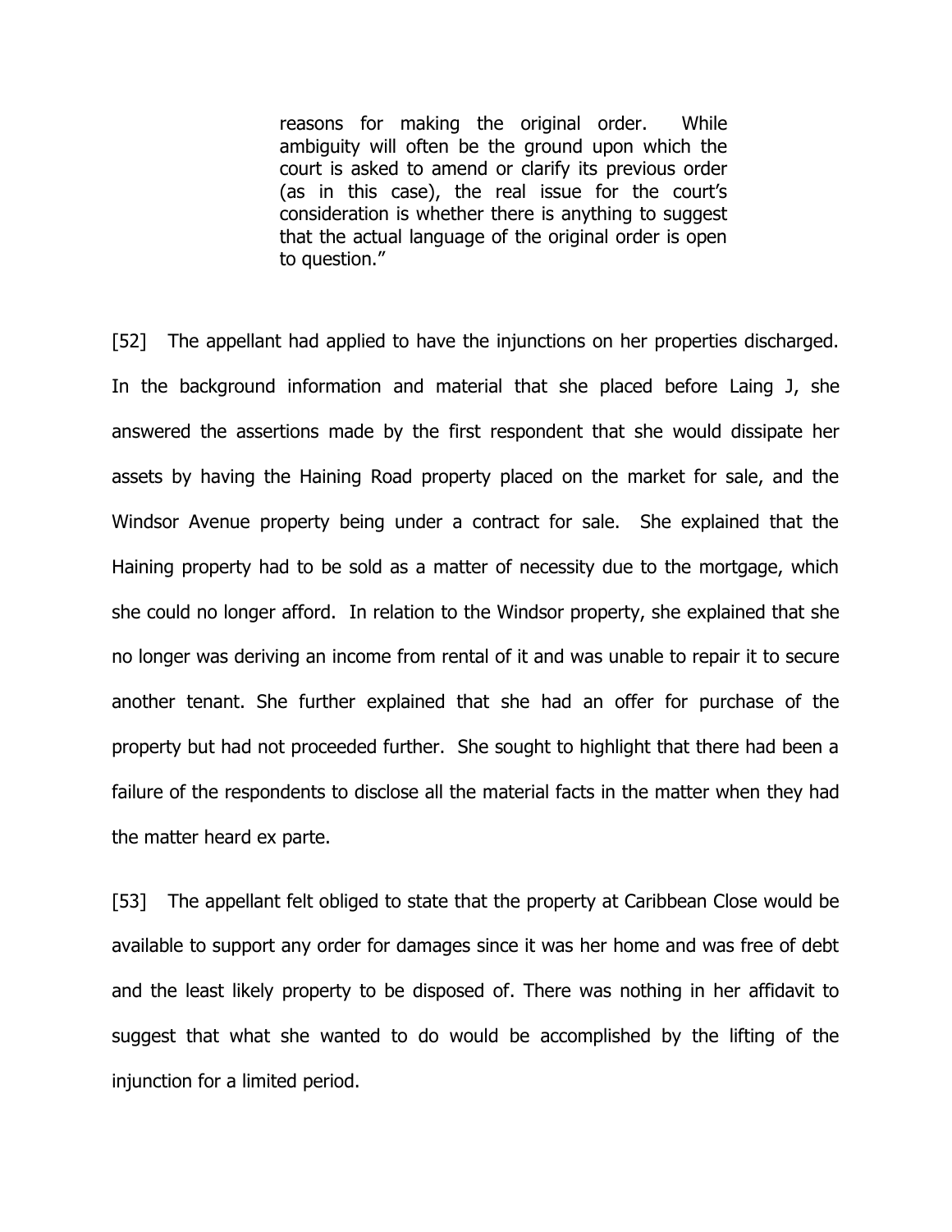> reasons for making the original order. While ambiguity will often be the ground upon which the court is asked to amend or clarify its previous order (as in this case), the real issue for the court's consideration is whether there is anything to suggest that the actual language of the original order is open to question."

[52] The appellant had applied to have the injunctions on her properties discharged. In the background information and material that she placed before Laing J, she answered the assertions made by the first respondent that she would dissipate her assets by having the Haining Road property placed on the market for sale, and the Windsor Avenue property being under a contract for sale. She explained that the Haining property had to be sold as a matter of necessity due to the mortgage, which she could no longer afford. In relation to the Windsor property, she explained that she no longer was deriving an income from rental of it and was unable to repair it to secure another tenant. She further explained that she had an offer for purchase of the property but had not proceeded further. She sought to highlight that there had been a failure of the respondents to disclose all the material facts in the matter when they had the matter heard ex parte.

[53] The appellant felt obliged to state that the property at Caribbean Close would be available to support any order for damages since it was her home and was free of debt and the least likely property to be disposed of. There was nothing in her affidavit to suggest that what she wanted to do would be accomplished by the lifting of the injunction for a limited period.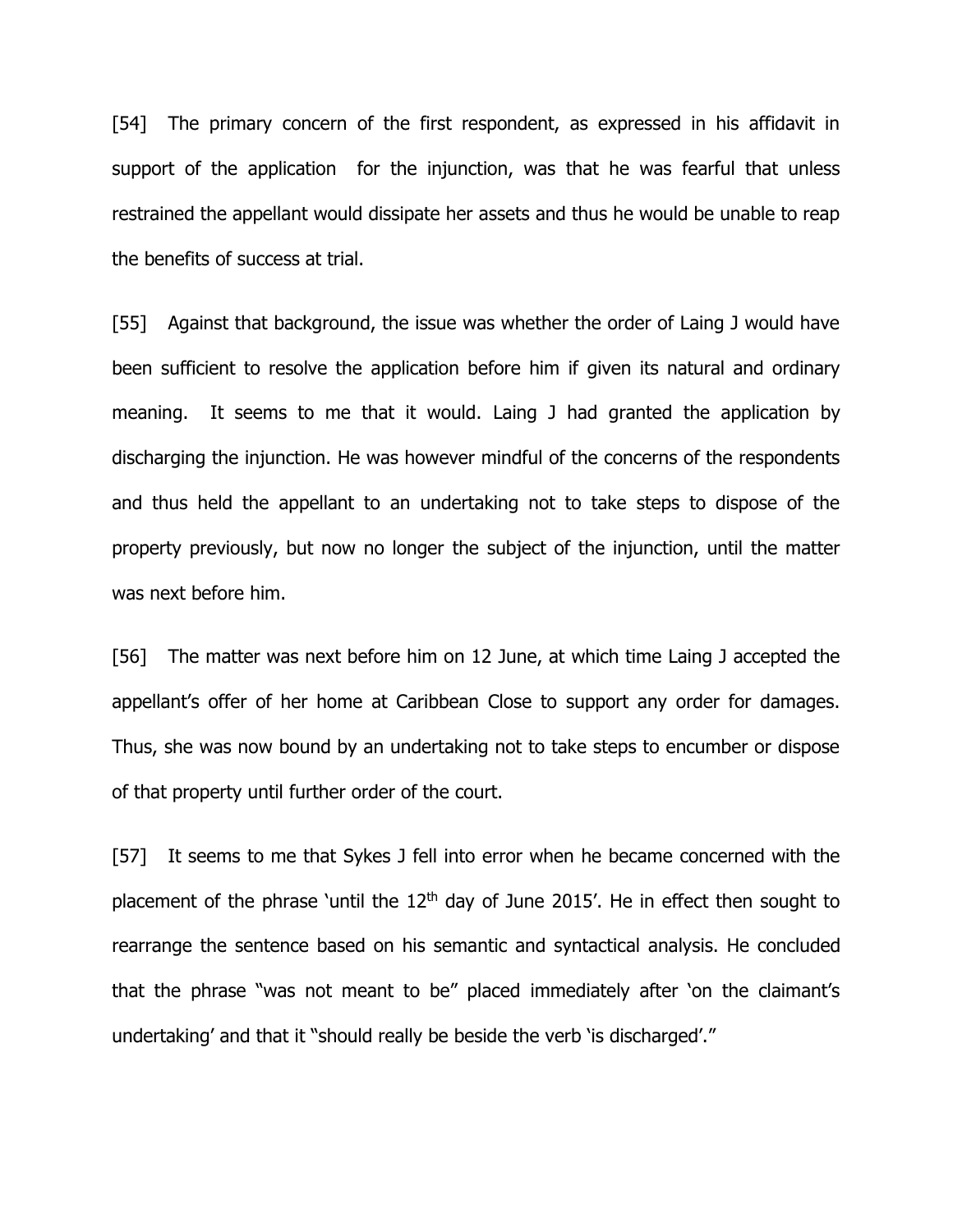[54] The primary concern of the first respondent, as expressed in his affidavit in support of the application for the injunction, was that he was fearful that unless restrained the appellant would dissipate her assets and thus he would be unable to reap the benefits of success at trial.

[55] Against that background, the issue was whether the order of Laing J would have been sufficient to resolve the application before him if given its natural and ordinary meaning. It seems to me that it would. Laing J had granted the application by discharging the injunction. He was however mindful of the concerns of the respondents and thus held the appellant to an undertaking not to take steps to dispose of the property previously, but now no longer the subject of the injunction, until the matter was next before him.

[56] The matter was next before him on 12 June, at which time Laing J accepted the appellant's offer of her home at Caribbean Close to support any order for damages. Thus, she was now bound by an undertaking not to take steps to encumber or dispose of that property until further order of the court.

[57] It seems to me that Sykes J fell into error when he became concerned with the placement of the phrase 'until the 12th day of June 2015'. He in effect then sought to rearrange the sentence based on his semantic and syntactical analysis. He concluded that the phrase "was not meant to be" placed immediately after 'on the claimant's undertaking' and that it "should really be beside the verb 'is discharged'."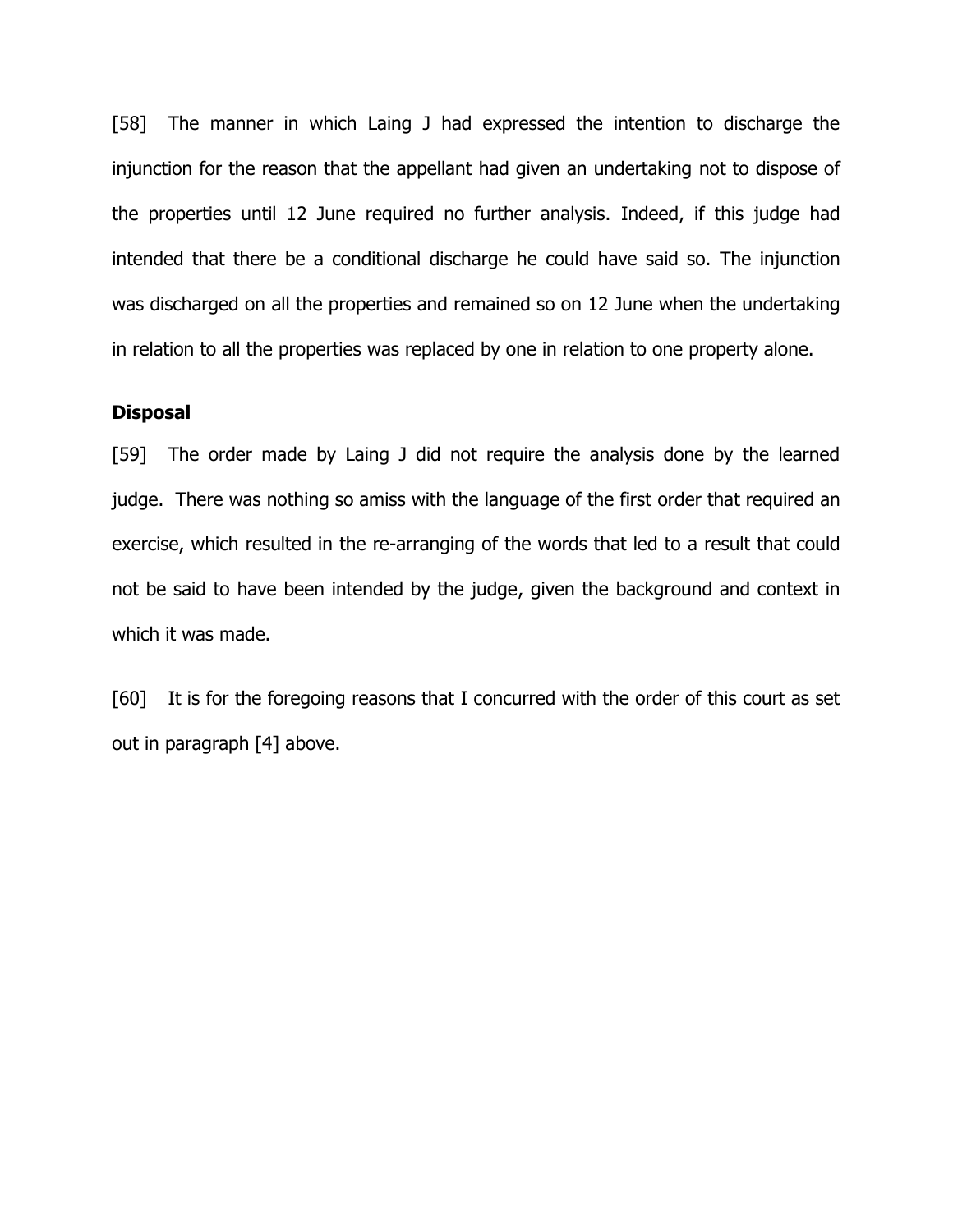[58] The manner in which Laing J had expressed the intention to discharge the injunction for the reason that the appellant had given an undertaking not to dispose of the properties until 12 June required no further analysis. Indeed, if this judge had intended that there be a conditional discharge he could have said so. The injunction was discharged on all the properties and remained so on 12 June when the undertaking in relation to all the properties was replaced by one in relation to one property alone.

**Disposal**

[59] The order made by Laing J did not require the analysis done by the learned judge. There was nothing so amiss with the language of the first order that required an exercise, which resulted in the re-arranging of the words that led to a result that could not be said to have been intended by the judge, given the background and context in which it was made.

[60] It is for the foregoing reasons that I concurred with the order of this court as set out in paragraph [4] above.